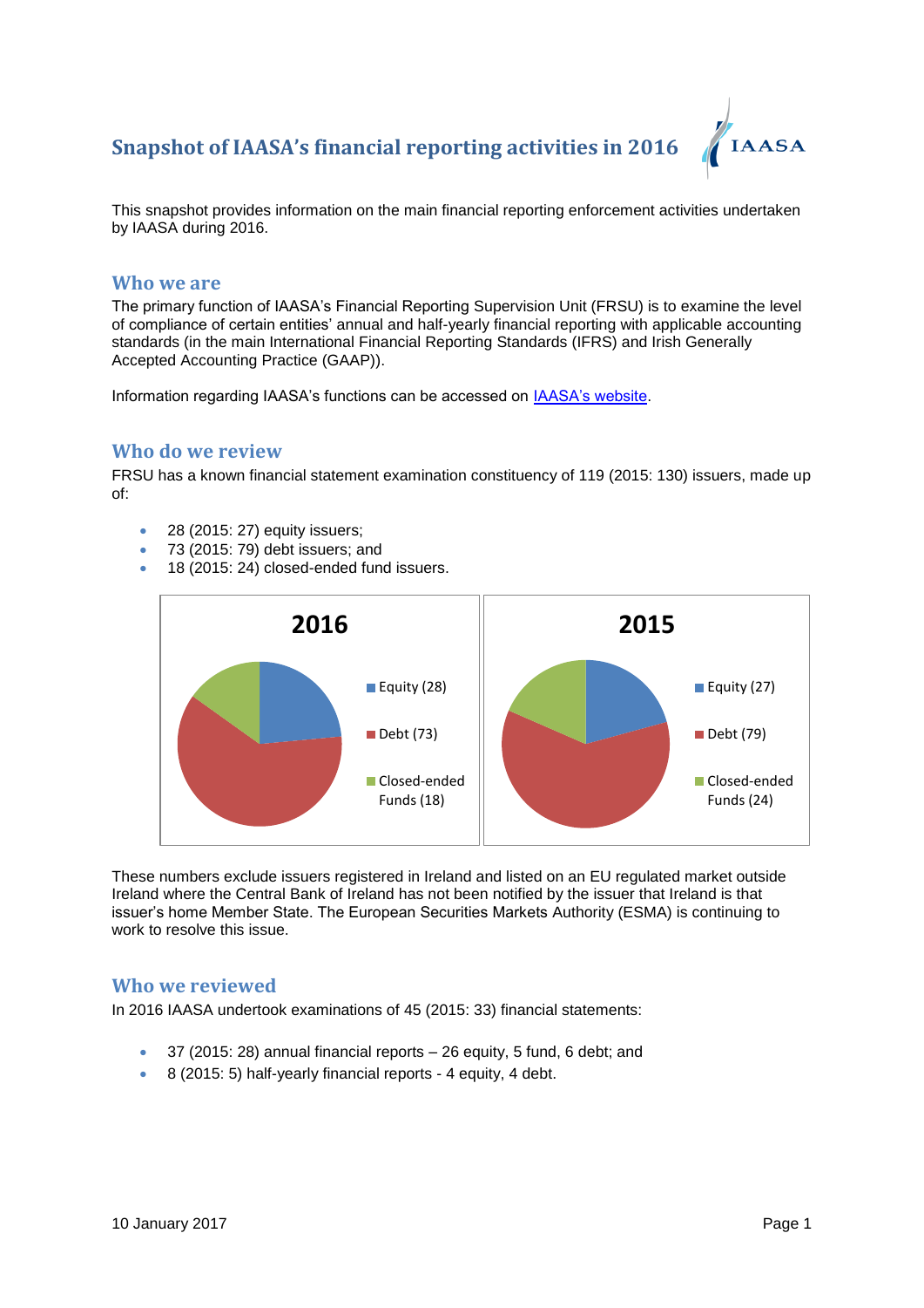# Snapshot of IAASA's financial reporting activities in 2016

This snapshot provides information on the main financial reporting enforcement activities undertaken by IAASA during 2016.

## Who we are

The primary function of IAASA's Financial Reporting Supervision Unit (FRSU) is to examine the level of compliance of certain entities' annual and half-yearly financial reporting with applicable accounting standards (in the main International Financial Reporting Standards (IFRS) and Irish Generally Accepted Accounting Practice (GAAP)).

Information regarding IAASA's functions can be accessed on [IAASA's website](IAASA's website).

## Who do we review

FRSU has a known financial statement examination constituency of 119 (2015: 130) issuers, made up of:

- 28 (2015: 27) equity issuers;
- 73 (2015: 79) debt issuers; and
- 18 (2015: 24) closed-ended fund issuers.

**2016**

- Equity (28)
- Debt (73)
- Closed-ended Funds (18)

**2015**

- Equity (27)
- Debt (79)
- Closed-ended Funds (24)

These numbers exclude issuers registered in Ireland and listed on an EU regulated market outside Ireland where the Central Bank of Ireland has not been notified by the issuer that Ireland is that issuer's home Member State. The European Securities Markets Authority (ESMA) is continuing to work to resolve this issue.

## Who we reviewed

In 2016 IAASA undertook examinations of 45 (2015: 33) financial statements:

- 37 (2015: 28) annual financial reports – 26 equity, 5 fund, 6 debt; and
- 8 (2015: 5) half-yearly financial reports - 4 equity, 4 debt.

10 January 2017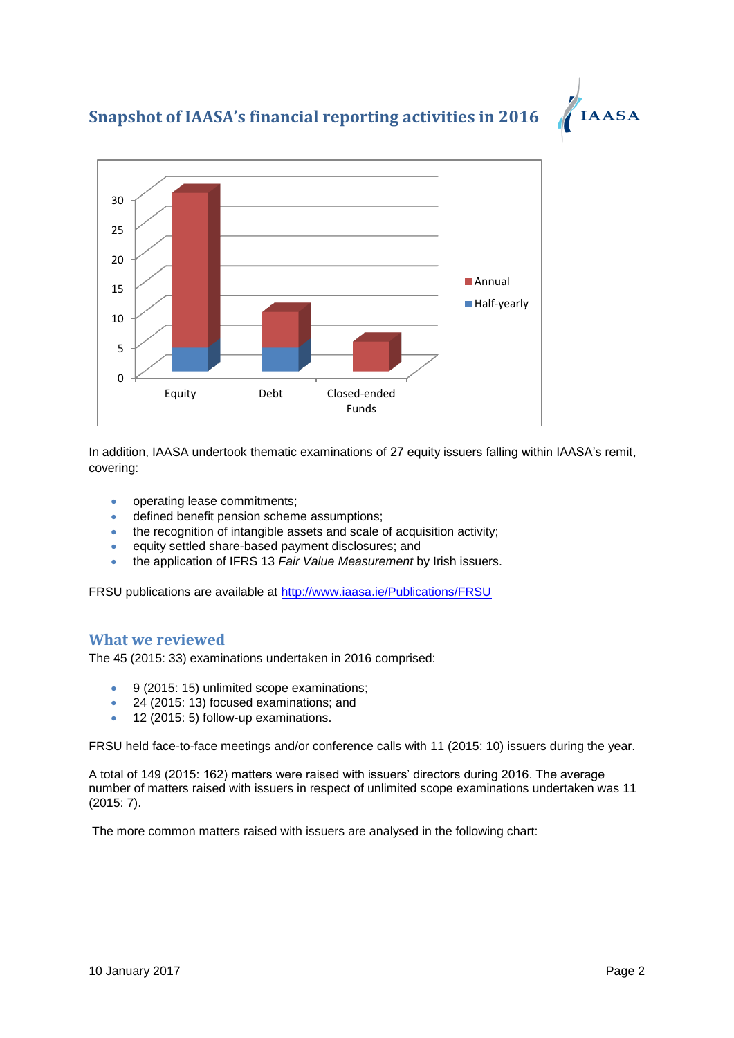## Snapshot of IAASA's financial reporting activities in 2016

In addition, IAASA undertook thematic examinations of 27 equity issuers falling within IAASA's remit, covering:

- operating lease commitments;
- defined benefit pension scheme assumptions;
- the recognition of intangible assets and scale of acquisition activity;
- equity settled share-based payment disclosures; and
- the application of IFRS 13 *Fair Value Measurement* by Irish issuers.

FRSU publications are available at http://www.iaasa.ie/Publications/FRSU

## What we reviewed

The 45 (2015: 33) examinations undertaken in 2016 comprised:

- 9 (2015: 15) unlimited scope examinations;
- 24 (2015: 13) focused examinations; and
- 12 (2015: 5) follow-up examinations.

FRSU held face-to-face meetings and/or conference calls with 11 (2015: 10) issuers during the year.

A total of 149 (2015: 162) matters were raised with issuers' directors during 2016. The average number of matters raised with issuers in respect of unlimited scope examinations undertaken was 11 (2015: 7).

The more common matters raised with issuers are analysed in the following chart: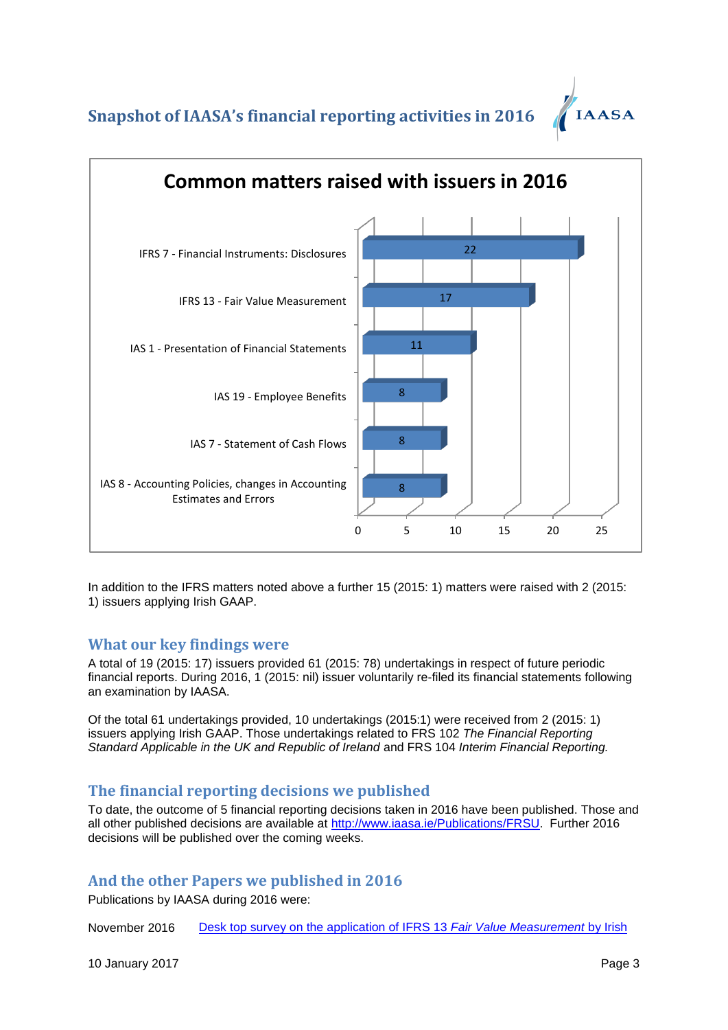## Snapshot of IAASA's financial reporting activities in 2016

### Common matters raised with issuers in 2016

| Matter | Number |
|---|---|
| IFRS 7 - Financial Instruments: Disclosures | 22 |
| IFRS 13 - Fair Value Measurement | 17 |
| IAS 1 - Presentation of Financial Statements | 11 |
| IAS 19 - Employee Benefits | 8 |
| IAS 7 - Statement of Cash Flows | 8 |
| IAS 8 - Accounting Policies, changes in Accounting Estimates and Errors | 8 |

In addition to the IFRS matters noted above a further 15 (2015: 1) matters were raised with 2 (2015: 1) issuers applying Irish GAAP.

## What our key findings were

A total of 19 (2015: 17) issuers provided 61 (2015: 78) undertakings in respect of future periodic financial reports. During 2016, 1 (2015: nil) issuer voluntarily re-filed its financial statements following an examination by IAASA.

Of the total 61 undertakings provided, 10 undertakings (2015:1) were received from 2 (2015: 1) issuers applying Irish GAAP. Those undertakings related to FRS 102 *The Financial Reporting Standard Applicable in the UK and Republic of Ireland* and FRS 104 *Interim Financial Reporting.*

## The financial reporting decisions we published

To date, the outcome of 5 financial reporting decisions taken in 2016 have been published. Those and all other published decisions are available at [http://www.iaasa.ie/Publications/FRSU](http://www.iaasa.ie/Publications/FRSU). Further 2016 decisions will be published over the coming weeks.

## And the other Papers we published in 2016

Publications by IAASA during 2016 were:

November 2016 Desk top survey on the application of IFRS 13 *Fair Value Measurement* by Irish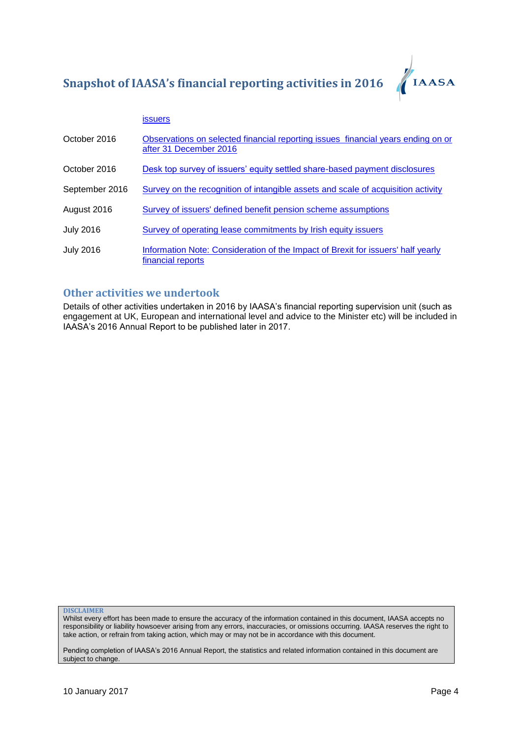| | |
|---|---|
| | issuers |
| October 2016 | Observations on selected financial reporting issues  financial years ending on or after 31 December 2016 |
| October 2016 | Desk top survey of issuers' equity settled share-based payment disclosures |
| September 2016 | Survey on the recognition of intangible assets and scale of acquisition activity |
| August 2016 | Survey of issuers' defined benefit pension scheme assumptions |
| July 2016 | Survey of operating lease commitments by Irish equity issuers |
| July 2016 | Information Note: Consideration of the Impact of Brexit for issuers' half yearly financial reports |

## Other activities we undertook

Details of other activities undertaken in 2016 by IAASA's financial reporting supervision unit (such as engagement at UK, European and international level and advice to the Minister etc) will be included in IAASA's 2016 Annual Report to be published later in 2017.

**DISCLAIMER**

Whilst every effort has been made to ensure the accuracy of the information contained in this document, IAASA accepts no responsibility or liability howsoever arising from any errors, inaccuracies, or omissions occurring. IAASA reserves the right to take action, or refrain from taking action, which may or may not be in accordance with this document.

Pending completion of IAASA's 2016 Annual Report, the statistics and related information contained in this document are subject to change.

10 January 2017